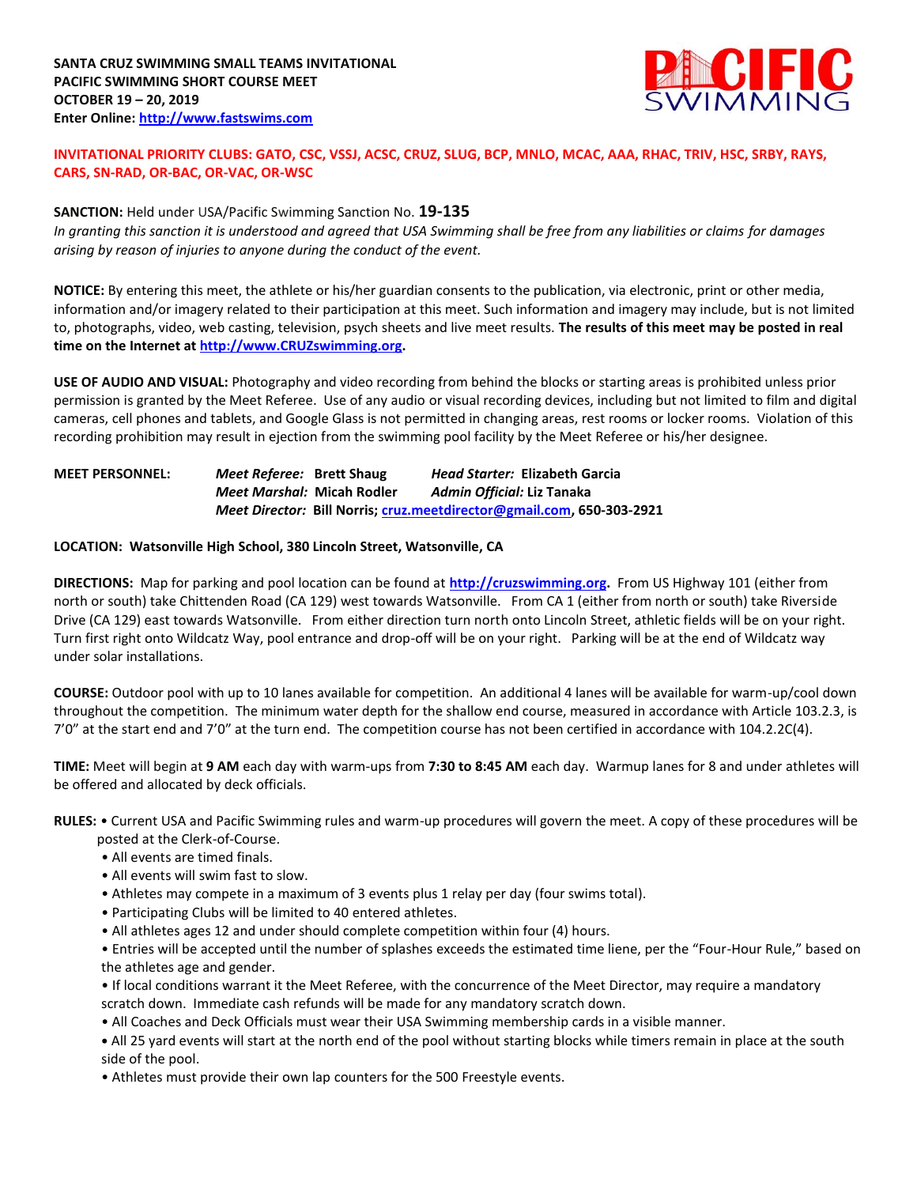**SANTA CRUZ SWIMMING SMALL TEAMS INVITATIONAL**
**PACIFIC SWIMMING SHORT COURSE MEET**
**OCTOBER 19 – 20, 2019**
**Enter Online: [http://www.fastswims.com](http://www.fastswims.com)**

**INVITATIONAL PRIORITY CLUBS: GATO, CSC, VSSJ, ACSC, CRUZ, SLUG, BCP, MNLO, MCAC, AAA, RHAC, TRIV, HSC, SRBY, RAYS, CARS, SN-RAD, OR-BAC, OR-VAC, OR-WSC**

**SANCTION:** Held under USA/Pacific Swimming Sanction No. **19-135**
*In granting this sanction it is understood and agreed that USA Swimming shall be free from any liabilities or claims for damages arising by reason of injuries to anyone during the conduct of the event.*

**NOTICE:** By entering this meet, the athlete or his/her guardian consents to the publication, via electronic, print or other media, information and/or imagery related to their participation at this meet. Such information and imagery may include, but is not limited to, photographs, video, web casting, television, psych sheets and live meet results. **The results of this meet may be posted in real time on the Internet at [http://www.CRUZswimming.org](http://www.CRUZswimming.org).**

**USE OF AUDIO AND VISUAL:** Photography and video recording from behind the blocks or starting areas is prohibited unless prior permission is granted by the Meet Referee. Use of any audio or visual recording devices, including but not limited to film and digital cameras, cell phones and tablets, and Google Glass is not permitted in changing areas, rest rooms or locker rooms. Violation of this recording prohibition may result in ejection from the swimming pool facility by the Meet Referee or his/her designee.

**MEET PERSONNEL:** *Meet Referee:* **Brett Shaug** *Head Starter:* **Elizabeth Garcia**
*Meet Marshal:* **Micah Rodler** *Admin Official:* **Liz Tanaka**
*Meet Director:* **Bill Norris; [cruz.meetdirector@gmail.com](mailto:cruz.meetdirector@gmail.com), 650-303-2921**

**LOCATION: Watsonville High School, 380 Lincoln Street, Watsonville, CA**

**DIRECTIONS:** Map for parking and pool location can be found at **[http://cruzswimming.org](http://cruzswimming.org).** From US Highway 101 (either from north or south) take Chittenden Road (CA 129) west towards Watsonville. From CA 1 (either from north or south) take Riverside Drive (CA 129) east towards Watsonville. From either direction turn north onto Lincoln Street, athletic fields will be on your right. Turn first right onto Wildcatz Way, pool entrance and drop-off will be on your right. Parking will be at the end of Wildcatz way under solar installations.

**COURSE:** Outdoor pool with up to 10 lanes available for competition. An additional 4 lanes will be available for warm-up/cool down throughout the competition. The minimum water depth for the shallow end course, measured in accordance with Article 103.2.3, is 7'0" at the start end and 7'0" at the turn end. The competition course has not been certified in accordance with 104.2.2C(4).

**TIME:** Meet will begin at **9 AM** each day with warm-ups from **7:30 to 8:45 AM** each day. Warmup lanes for 8 and under athletes will be offered and allocated by deck officials.

**RULES:** • Current USA and Pacific Swimming rules and warm-up procedures will govern the meet. A copy of these procedures will be posted at the Clerk-of-Course.

- All events are timed finals.
- All events will swim fast to slow.
- Athletes may compete in a maximum of 3 events plus 1 relay per day (four swims total).
- Participating Clubs will be limited to 40 entered athletes.
- All athletes ages 12 and under should complete competition within four (4) hours.
- Entries will be accepted until the number of splashes exceeds the estimated time liene, per the "Four-Hour Rule," based on the athletes age and gender.
- If local conditions warrant it the Meet Referee, with the concurrence of the Meet Director, may require a mandatory scratch down. Immediate cash refunds will be made for any mandatory scratch down.
- All Coaches and Deck Officials must wear their USA Swimming membership cards in a visible manner.
- All 25 yard events will start at the north end of the pool without starting blocks while timers remain in place at the south side of the pool.
- Athletes must provide their own lap counters for the 500 Freestyle events.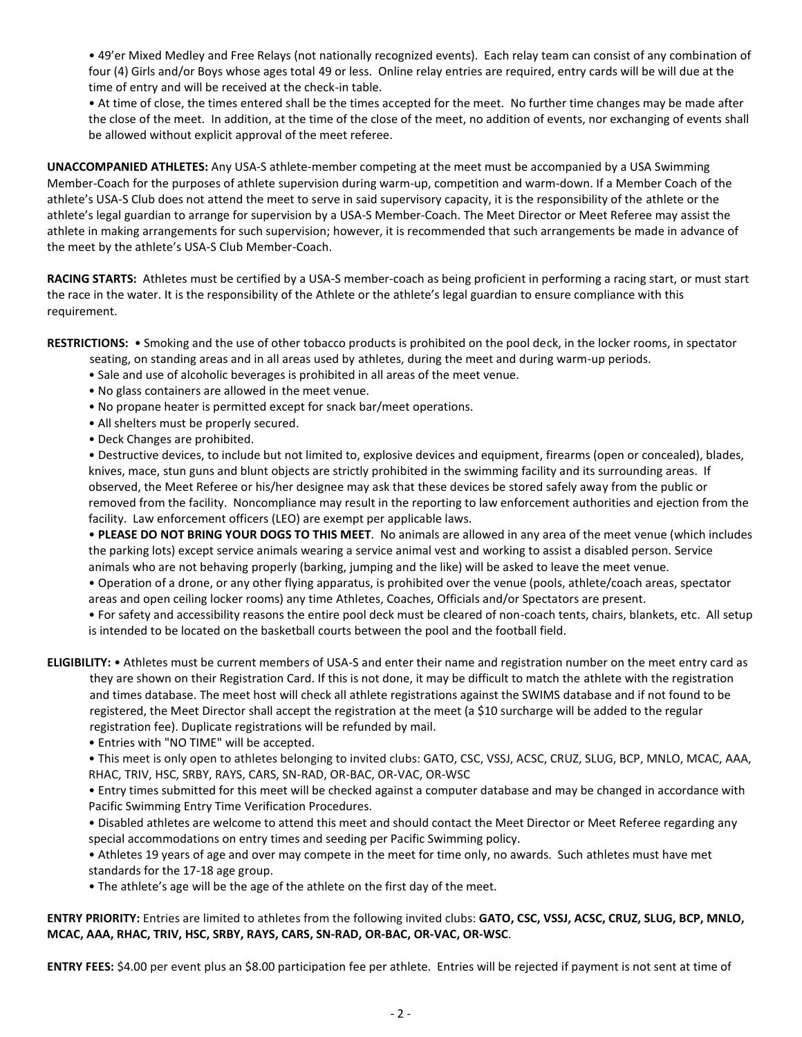- 49'er Mixed Medley and Free Relays (not nationally recognized events). Each relay team can consist of any combination of four (4) Girls and/or Boys whose ages total 49 or less. Online relay entries are required, entry cards will be will due at the time of entry and will be received at the check-in table.
- At time of close, the times entered shall be the times accepted for the meet. No further time changes may be made after the close of the meet. In addition, at the time of the close of the meet, no addition of events, nor exchanging of events shall be allowed without explicit approval of the meet referee.

**UNACCOMPANIED ATHLETES:** Any USA-S athlete-member competing at the meet must be accompanied by a USA Swimming Member-Coach for the purposes of athlete supervision during warm-up, competition and warm-down. If a Member Coach of the athlete's USA-S Club does not attend the meet to serve in said supervisory capacity, it is the responsibility of the athlete or the athlete's legal guardian to arrange for supervision by a USA-S Member-Coach. The Meet Director or Meet Referee may assist the athlete in making arrangements for such supervision; however, it is recommended that such arrangements be made in advance of the meet by the athlete's USA-S Club Member-Coach.

**RACING STARTS:** Athletes must be certified by a USA-S member-coach as being proficient in performing a racing start, or must start the race in the water. It is the responsibility of the Athlete or the athlete's legal guardian to ensure compliance with this requirement.

**RESTRICTIONS:**
- Smoking and the use of other tobacco products is prohibited on the pool deck, in the locker rooms, in spectator seating, on standing areas and in all areas used by athletes, during the meet and during warm-up periods.
- Sale and use of alcoholic beverages is prohibited in all areas of the meet venue.
- No glass containers are allowed in the meet venue.
- No propane heater is permitted except for snack bar/meet operations.
- All shelters must be properly secured.
- Deck Changes are prohibited.
- Destructive devices, to include but not limited to, explosive devices and equipment, firearms (open or concealed), blades, knives, mace, stun guns and blunt objects are strictly prohibited in the swimming facility and its surrounding areas. If observed, the Meet Referee or his/her designee may ask that these devices be stored safely away from the public or removed from the facility. Noncompliance may result in the reporting to law enforcement authorities and ejection from the facility. Law enforcement officers (LEO) are exempt per applicable laws.
- **PLEASE DO NOT BRING YOUR DOGS TO THIS MEET**. No animals are allowed in any area of the meet venue (which includes the parking lots) except service animals wearing a service animal vest and working to assist a disabled person. Service animals who are not behaving properly (barking, jumping and the like) will be asked to leave the meet venue.
- Operation of a drone, or any other flying apparatus, is prohibited over the venue (pools, athlete/coach areas, spectator areas and open ceiling locker rooms) any time Athletes, Coaches, Officials and/or Spectators are present.
- For safety and accessibility reasons the entire pool deck must be cleared of non-coach tents, chairs, blankets, etc. All setup is intended to be located on the basketball courts between the pool and the football field.

**ELIGIBILITY:**
- Athletes must be current members of USA-S and enter their name and registration number on the meet entry card as they are shown on their Registration Card. If this is not done, it may be difficult to match the athlete with the registration and times database. The meet host will check all athlete registrations against the SWIMS database and if not found to be registered, the Meet Director shall accept the registration at the meet (a $10 surcharge will be added to the regular registration fee). Duplicate registrations will be refunded by mail.
- Entries with "NO TIME" will be accepted.
- This meet is only open to athletes belonging to invited clubs: GATO, CSC, VSSJ, ACSC, CRUZ, SLUG, BCP, MNLO, MCAC, AAA, RHAC, TRIV, HSC, SRBY, RAYS, CARS, SN-RAD, OR-BAC, OR-VAC, OR-WSC
- Entry times submitted for this meet will be checked against a computer database and may be changed in accordance with Pacific Swimming Entry Time Verification Procedures.
- Disabled athletes are welcome to attend this meet and should contact the Meet Director or Meet Referee regarding any special accommodations on entry times and seeding per Pacific Swimming policy.
- Athletes 19 years of age and over may compete in the meet for time only, no awards. Such athletes must have met standards for the 17-18 age group.
- The athlete's age will be the age of the athlete on the first day of the meet.

**ENTRY PRIORITY:** Entries are limited to athletes from the following invited clubs: **GATO, CSC, VSSJ, ACSC, CRUZ, SLUG, BCP, MNLO, MCAC, AAA, RHAC, TRIV, HSC, SRBY, RAYS, CARS, SN-RAD, OR-BAC, OR-VAC, OR-WSC**.

**ENTRY FEES:** $4.00 per event plus an $8.00 participation fee per athlete. Entries will be rejected if payment is not sent at time of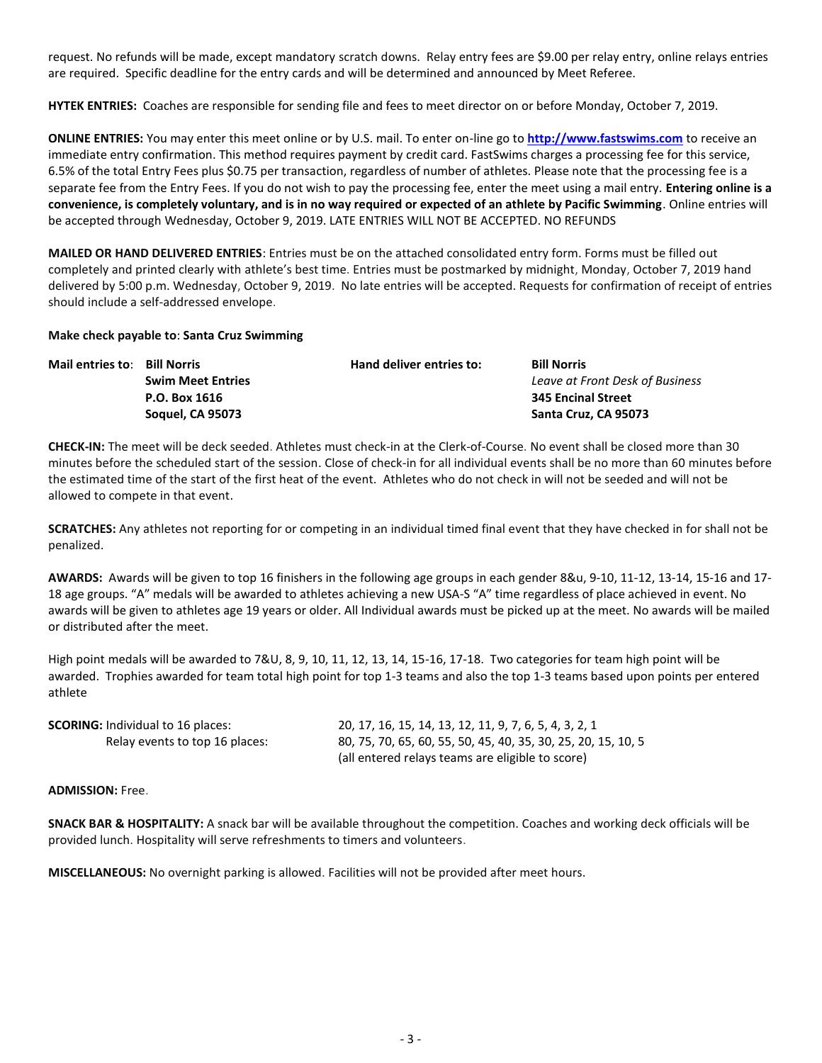request. No refunds will be made, except mandatory scratch downs. Relay entry fees are $9.00 per relay entry, online relays entries are required. Specific deadline for the entry cards and will be determined and announced by Meet Referee.

**HYTEK ENTRIES:** Coaches are responsible for sending file and fees to meet director on or before Monday, October 7, 2019.

**ONLINE ENTRIES:** You may enter this meet online or by U.S. mail. To enter on-line go to **http://www.fastswims.com** to receive an immediate entry confirmation. This method requires payment by credit card. FastSwims charges a processing fee for this service, 6.5% of the total Entry Fees plus $0.75 per transaction, regardless of number of athletes. Please note that the processing fee is a separate fee from the Entry Fees. If you do not wish to pay the processing fee, enter the meet using a mail entry. **Entering online is a convenience, is completely voluntary, and is in no way required or expected of an athlete by Pacific Swimming**. Online entries will be accepted through Wednesday, October 9, 2019. LATE ENTRIES WILL NOT BE ACCEPTED. NO REFUNDS

**MAILED OR HAND DELIVERED ENTRIES**: Entries must be on the attached consolidated entry form. Forms must be filled out completely and printed clearly with athlete's best time. Entries must be postmarked by midnight, Monday, October 7, 2019 hand delivered by 5:00 p.m. Wednesday, October 9, 2019. No late entries will be accepted. Requests for confirmation of receipt of entries should include a self-addressed envelope.

**Make check payable to**: **Santa Cruz Swimming**

**Mail entries to**:
**Bill Norris**
**Swim Meet Entries**
**P.O. Box 1616**
**Soquel, CA 95073**

**Hand deliver entries to:**
**Bill Norris**
*Leave at Front Desk of Business*
**345 Encinal Street**
**Santa Cruz, CA 95073**

**CHECK-IN:** The meet will be deck seeded. Athletes must check-in at the Clerk-of-Course. No event shall be closed more than 30 minutes before the scheduled start of the session. Close of check-in for all individual events shall be no more than 60 minutes before the estimated time of the start of the first heat of the event. Athletes who do not check in will not be seeded and will not be allowed to compete in that event.

**SCRATCHES:** Any athletes not reporting for or competing in an individual timed final event that they have checked in for shall not be penalized.

**AWARDS:** Awards will be given to top 16 finishers in the following age groups in each gender 8&u, 9-10, 11-12, 13-14, 15-16 and 17-18 age groups. "A" medals will be awarded to athletes achieving a new USA-S "A" time regardless of place achieved in event. No awards will be given to athletes age 19 years or older. All Individual awards must be picked up at the meet. No awards will be mailed or distributed after the meet.

High point medals will be awarded to 7&U, 8, 9, 10, 11, 12, 13, 14, 15-16, 17-18. Two categories for team high point will be awarded. Trophies awarded for team total high point for top 1-3 teams and also the top 1-3 teams based upon points per entered athlete

**SCORING:** Individual to 16 places: 20, 17, 16, 15, 14, 13, 12, 11, 9, 7, 6, 5, 4, 3, 2, 1
Relay events to top 16 places: 80, 75, 70, 65, 60, 55, 50, 45, 40, 35, 30, 25, 20, 15, 10, 5
(all entered relays teams are eligible to score)

**ADMISSION:** Free.

**SNACK BAR & HOSPITALITY:** A snack bar will be available throughout the competition. Coaches and working deck officials will be provided lunch. Hospitality will serve refreshments to timers and volunteers.

**MISCELLANEOUS:** No overnight parking is allowed. Facilities will not be provided after meet hours.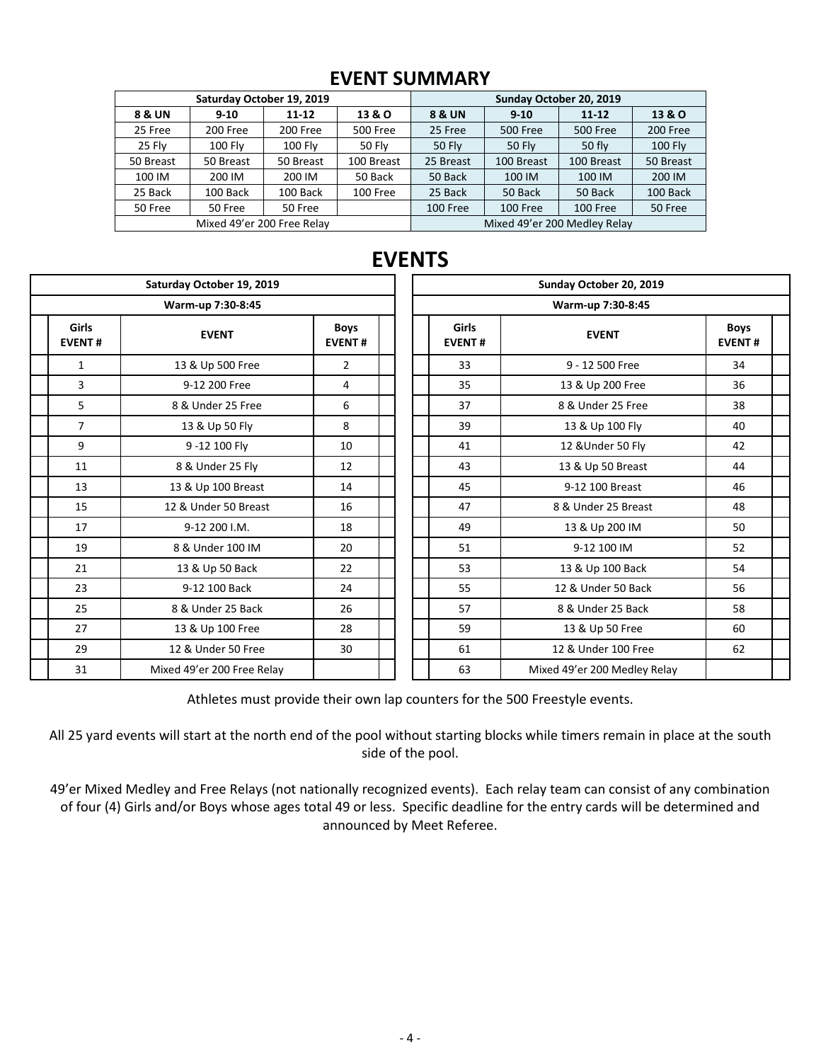# EVENT SUMMARY

| Saturday October 19, 2019 | | | | Sunday October 20, 2019 | | | |
|---|---|---|---|---|---|---|---|
| **8 & UN** | **9-10** | **11-12** | **13 & O** | **8 & UN** | **9-10** | **11-12** | **13 & O** |
| 25 Free | 200 Free | 200 Free | 500 Free | 25 Free | 500 Free | 500 Free | 200 Free |
| 25 Fly | 100 Fly | 100 Fly | 50 Fly | 50 Fly | 50 Fly | 50 fly | 100 Fly |
| 50 Breast | 50 Breast | 50 Breast | 100 Breast | 25 Breast | 100 Breast | 100 Breast | 50 Breast |
| 100 IM | 200 IM | 200 IM | 50 Back | 50 Back | 100 IM | 100 IM | 200 IM |
| 25 Back | 100 Back | 100 Back | 100 Free | 25 Back | 50 Back | 50 Back | 100 Back |
| 50 Free | 50 Free | 50 Free | | 100 Free | 100 Free | 100 Free | 50 Free |
| Mixed 49'er 200 Free Relay | | | | Mixed 49'er 200 Medley Relay | | | |

# EVENTS

| Saturday October 19, 2019 | | | | | |
|---|---|---|---|---|---|
| Warm-up 7:30-8:45 | | | | | |
| | **Girls EVENT #** | **EVENT** | **Boys EVENT #** | | |
| | 1 | 13 & Up 500 Free | 2 | | |
| | 3 | 9-12 200 Free | 4 | | |
| | 5 | 8 & Under 25 Free | 6 | | |
| | 7 | 13 & Up 50 Fly | 8 | | |
| | 9 | 9 -12 100 Fly | 10 | | |
| | 11 | 8 & Under 25 Fly | 12 | | |
| | 13 | 13 & Up 100 Breast | 14 | | |
| | 15 | 12 & Under 50 Breast | 16 | | |
| | 17 | 9-12 200 I.M. | 18 | | |
| | 19 | 8 & Under 100 IM | 20 | | |
| | 21 | 13 & Up 50 Back | 22 | | |
| | 23 | 9-12 100 Back | 24 | | |
| | 25 | 8 & Under 25 Back | 26 | | |
| | 27 | 13 & Up 100 Free | 28 | | |
| | 29 | 12 & Under 50 Free | 30 | | |
| | 31 | Mixed 49'er 200 Free Relay | | | |

| Sunday October 20, 2019 | | | | |
|---|---|---|---|---|
| Warm-up 7:30-8:45 | | | | |
| | **Girls EVENT #** | **EVENT** | **Boys EVENT #** | |
| | 33 | 9 - 12 500 Free | 34 | |
| | 35 | 13 & Up 200 Free | 36 | |
| | 37 | 8 & Under 25 Free | 38 | |
| | 39 | 13 & Up 100 Fly | 40 | |
| | 41 | 12 &Under 50 Fly | 42 | |
| | 43 | 13 & Up 50 Breast | 44 | |
| | 45 | 9-12 100 Breast | 46 | |
| | 47 | 8 & Under 25 Breast | 48 | |
| | 49 | 13 & Up 200 IM | 50 | |
| | 51 | 9-12 100 IM | 52 | |
| | 53 | 13 & Up 100 Back | 54 | |
| | 55 | 12 & Under 50 Back | 56 | |
| | 57 | 8 & Under 25 Back | 58 | |
| | 59 | 13 & Up 50 Free | 60 | |
| | 61 | 12 & Under 100 Free | 62 | |
| | 63 | Mixed 49'er 200 Medley Relay | | |

Athletes must provide their own lap counters for the 500 Freestyle events.

All 25 yard events will start at the north end of the pool without starting blocks while timers remain in place at the south side of the pool.

49'er Mixed Medley and Free Relays (not nationally recognized events). Each relay team can consist of any combination of four (4) Girls and/or Boys whose ages total 49 or less. Specific deadline for the entry cards will be determined and announced by Meet Referee.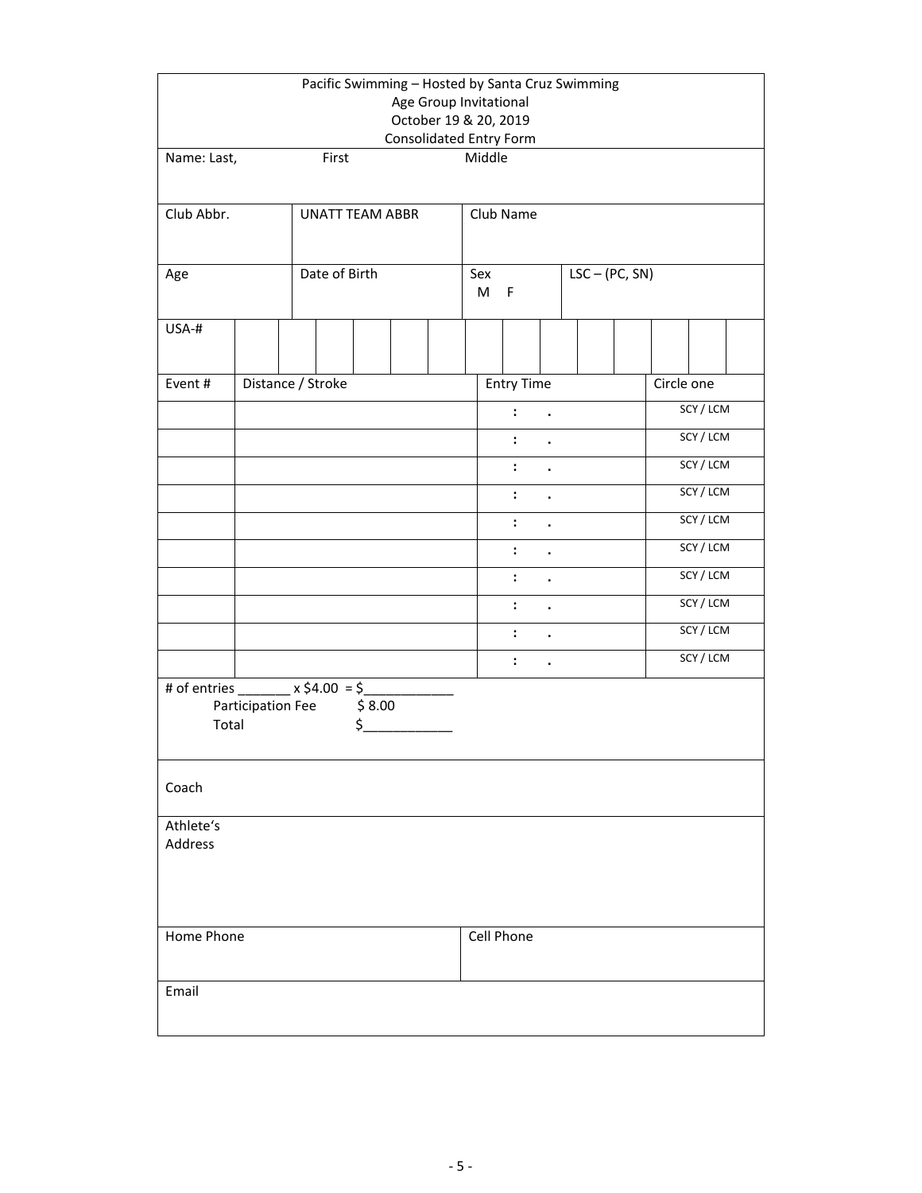Pacific Swimming – Hosted by Santa Cruz Swimming
Age Group Invitational
October 19 & 20, 2019
Consolidated Entry Form

| | | |
|---|---|---|
| Name: Last, | First | Middle |

| | | | |
|---|---|---|---|
| Club Abbr. | UNATT TEAM ABBR | Club Name | |
| Age | Date of Birth | Sex M F | LSC – (PC, SN) |

| | | | | | | | | | | | | | |
|---|---|---|---|---|---|---|---|---|---|---|---|---|---|
| USA-# | | | | | | | | | | | | | |

| Event # | Distance / Stroke | Entry Time | Circle one |
|---|---|---|---|
| | | : . | SCY / LCM |
| | | : . | SCY / LCM |
| | | : . | SCY / LCM |
| | | : . | SCY / LCM |
| | | : . | SCY / LCM |
| | | : . | SCY / LCM |
| | | : . | SCY / LCM |
| | | : . | SCY / LCM |
| | | : . | SCY / LCM |
| | | : . | SCY / LCM |

# of entries _______ x $4.00 = $____________
Participation Fee $ 8.00
Total $____________

Coach

Athlete's Address

| | |
|---|---|
| Home Phone | Cell Phone |

Email